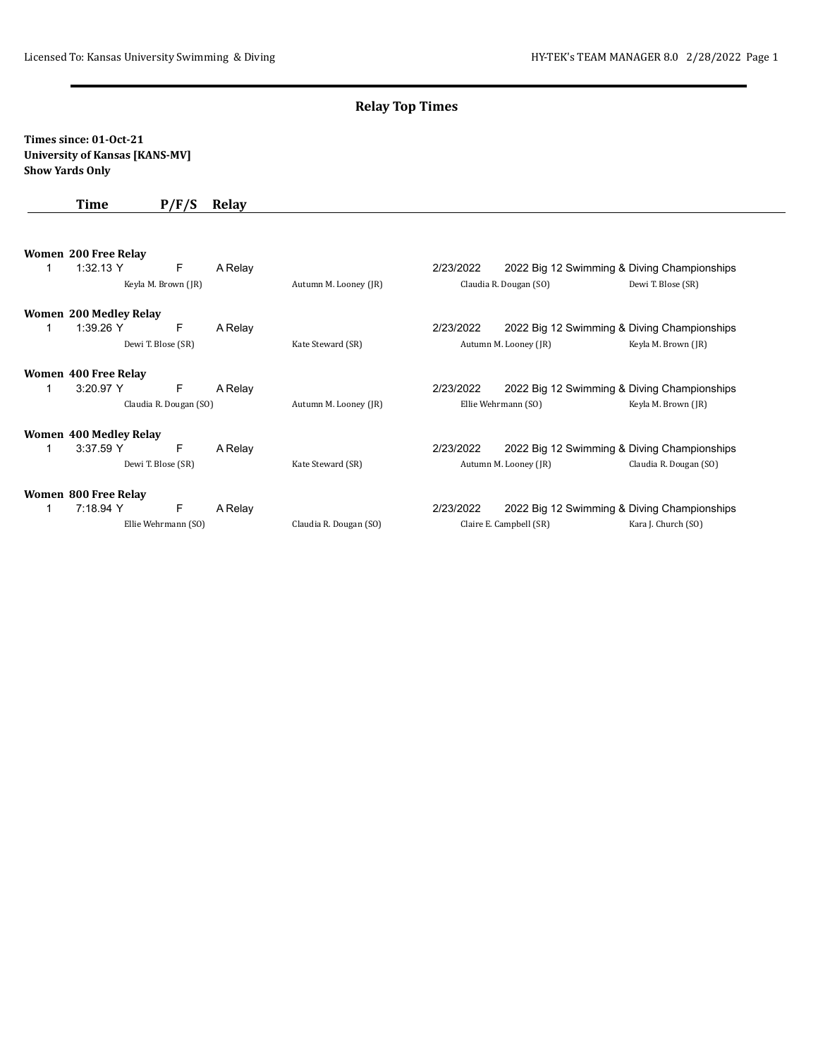## Relay Top Times

**Times since: 01-Oct-21**
**University of Kansas [KANS-MV]**
**Show Yards Only**

| | Time | P/F/S | Relay | | Date | Meet |
|---|---|---|---|---|---|---|

### Women 200 Free Relay

| | Time | P/F/S | Relay | Date | Meet |
|---|---|---|---|---|---|
| 1 | 1:32.13 Y | F | A Relay | 2/23/2022 | 2022 Big 12 Swimming & Diving Championships |

Keyla M. Brown (JR) | Autumn M. Looney (JR) | Claudia R. Dougan (SO) | Dewi T. Blose (SR)

### Women 200 Medley Relay

| | Time | P/F/S | Relay | Date | Meet |
|---|---|---|---|---|---|
| 1 | 1:39.26 Y | F | A Relay | 2/23/2022 | 2022 Big 12 Swimming & Diving Championships |

Dewi T. Blose (SR) | Kate Steward (SR) | Autumn M. Looney (JR) | Keyla M. Brown (JR)

### Women 400 Free Relay

| | Time | P/F/S | Relay | Date | Meet |
|---|---|---|---|---|---|
| 1 | 3:20.97 Y | F | A Relay | 2/23/2022 | 2022 Big 12 Swimming & Diving Championships |

Claudia R. Dougan (SO) | Autumn M. Looney (JR) | Ellie Wehrmann (SO) | Keyla M. Brown (JR)

### Women 400 Medley Relay

| | Time | P/F/S | Relay | Date | Meet |
|---|---|---|---|---|---|
| 1 | 3:37.59 Y | F | A Relay | 2/23/2022 | 2022 Big 12 Swimming & Diving Championships |

Dewi T. Blose (SR) | Kate Steward (SR) | Autumn M. Looney (JR) | Claudia R. Dougan (SO)

### Women 800 Free Relay

| | Time | P/F/S | Relay | Date | Meet |
|---|---|---|---|---|---|
| 1 | 7:18.94 Y | F | A Relay | 2/23/2022 | 2022 Big 12 Swimming & Diving Championships |

Ellie Wehrmann (SO) | Claudia R. Dougan (SO) | Claire E. Campbell (SR) | Kara J. Church (SO)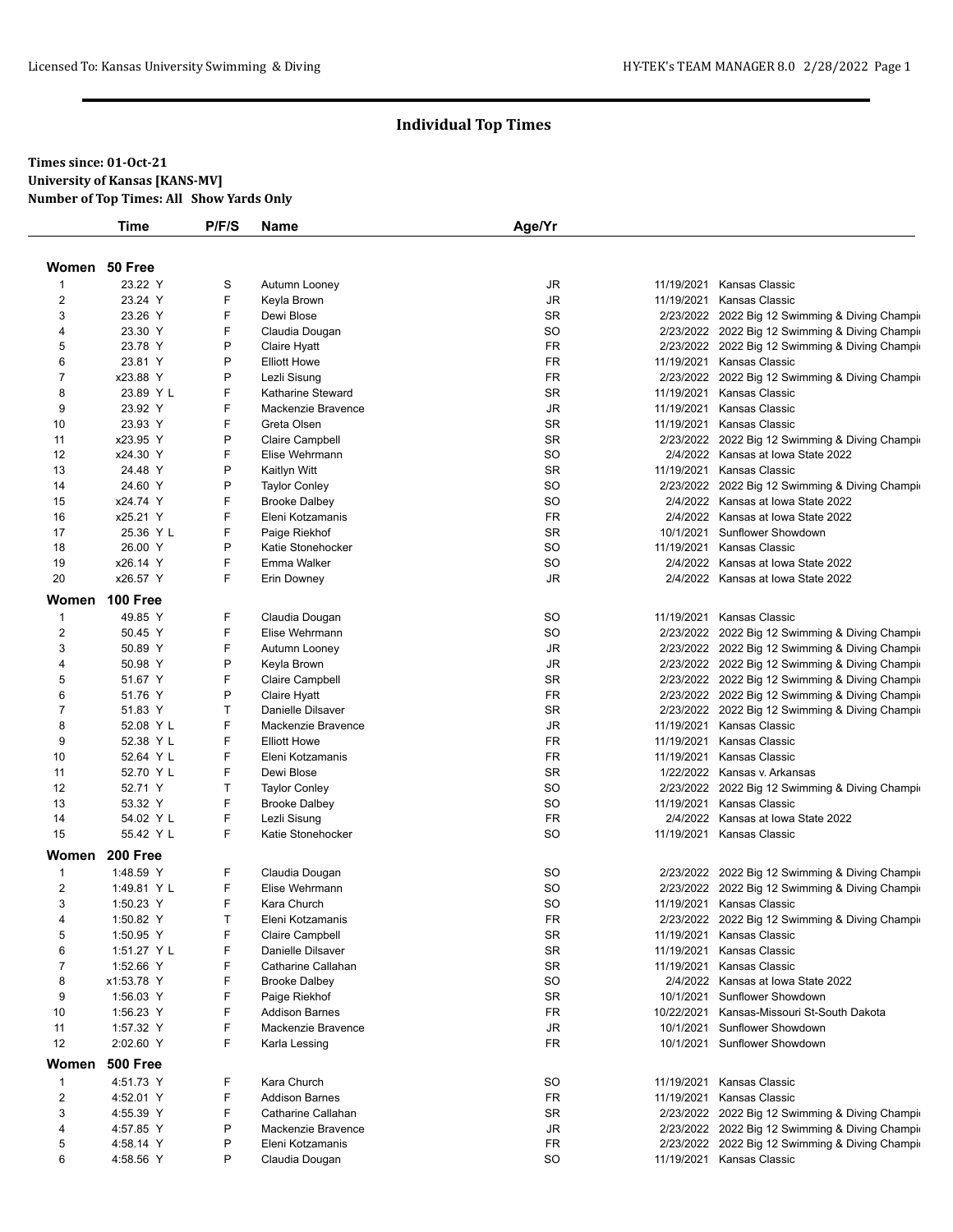## Individual Top Times

**Times since: 01-Oct-21**
**University of Kansas [KANS-MV]**
**Number of Top Times: All Show Yards Only**

| | Time | P/F/S | Name | Age/Yr | Date | Meet |
|---|---|---|---|---|---|---|
| **Women 50 Free** | | | | | | |
| 1 | 23.22 Y | S | Autumn Looney | JR | 11/19/2021 | Kansas Classic |
| 2 | 23.24 Y | F | Keyla Brown | JR | 11/19/2021 | Kansas Classic |
| 3 | 23.26 Y | F | Dewi Blose | SR | 2/23/2022 | 2022 Big 12 Swimming & Diving Champi |
| 4 | 23.30 Y | F | Claudia Dougan | SO | 2/23/2022 | 2022 Big 12 Swimming & Diving Champi |
| 5 | 23.78 Y | P | Claire Hyatt | FR | 2/23/2022 | 2022 Big 12 Swimming & Diving Champi |
| 6 | 23.81 Y | P | Elliott Howe | FR | 11/19/2021 | Kansas Classic |
| 7 | x23.88 Y | P | Lezli Sisung | FR | 2/23/2022 | 2022 Big 12 Swimming & Diving Champi |
| 8 | 23.89 Y L | F | Katharine Steward | SR | 11/19/2021 | Kansas Classic |
| 9 | 23.92 Y | F | Mackenzie Bravence | JR | 11/19/2021 | Kansas Classic |
| 10 | 23.93 Y | F | Greta Olsen | SR | 11/19/2021 | Kansas Classic |
| 11 | x23.95 Y | P | Claire Campbell | SR | 2/23/2022 | 2022 Big 12 Swimming & Diving Champi |
| 12 | x24.30 Y | F | Elise Wehrmann | SO | 2/4/2022 | Kansas at Iowa State 2022 |
| 13 | 24.48 Y | P | Kaitlyn Witt | SR | 11/19/2021 | Kansas Classic |
| 14 | 24.60 Y | P | Taylor Conley | SO | 2/23/2022 | 2022 Big 12 Swimming & Diving Champi |
| 15 | x24.74 Y | F | Brooke Dalbey | SO | 2/4/2022 | Kansas at Iowa State 2022 |
| 16 | x25.21 Y | F | Eleni Kotzamanis | FR | 2/4/2022 | Kansas at Iowa State 2022 |
| 17 | 25.36 Y L | F | Paige Riekhof | SR | 10/1/2021 | Sunflower Showdown |
| 18 | 26.00 Y | P | Katie Stonehocker | SO | 11/19/2021 | Kansas Classic |
| 19 | x26.14 Y | F | Emma Walker | SO | 2/4/2022 | Kansas at Iowa State 2022 |
| 20 | x26.57 Y | F | Erin Downey | JR | 2/4/2022 | Kansas at Iowa State 2022 |
| **Women 100 Free** | | | | | | |
| 1 | 49.85 Y | F | Claudia Dougan | SO | 11/19/2021 | Kansas Classic |
| 2 | 50.45 Y | F | Elise Wehrmann | SO | 2/23/2022 | 2022 Big 12 Swimming & Diving Champi |
| 3 | 50.89 Y | F | Autumn Looney | JR | 2/23/2022 | 2022 Big 12 Swimming & Diving Champi |
| 4 | 50.98 Y | P | Keyla Brown | JR | 2/23/2022 | 2022 Big 12 Swimming & Diving Champi |
| 5 | 51.67 Y | F | Claire Campbell | SR | 2/23/2022 | 2022 Big 12 Swimming & Diving Champi |
| 6 | 51.76 Y | P | Claire Hyatt | FR | 2/23/2022 | 2022 Big 12 Swimming & Diving Champi |
| 7 | 51.83 Y | T | Danielle Dilsaver | SR | 2/23/2022 | 2022 Big 12 Swimming & Diving Champi |
| 8 | 52.08 Y L | F | Mackenzie Bravence | JR | 11/19/2021 | Kansas Classic |
| 9 | 52.38 Y L | F | Elliott Howe | FR | 11/19/2021 | Kansas Classic |
| 10 | 52.64 Y L | F | Eleni Kotzamanis | FR | 11/19/2021 | Kansas Classic |
| 11 | 52.70 Y L | F | Dewi Blose | SR | 1/22/2022 | Kansas v. Arkansas |
| 12 | 52.71 Y | T | Taylor Conley | SO | 2/23/2022 | 2022 Big 12 Swimming & Diving Champi |
| 13 | 53.32 Y | F | Brooke Dalbey | SO | 11/19/2021 | Kansas Classic |
| 14 | 54.02 Y L | F | Lezli Sisung | FR | 2/4/2022 | Kansas at Iowa State 2022 |
| 15 | 55.42 Y L | F | Katie Stonehocker | SO | 11/19/2021 | Kansas Classic |
| **Women 200 Free** | | | | | | |
| 1 | 1:48.59 Y | F | Claudia Dougan | SO | 2/23/2022 | 2022 Big 12 Swimming & Diving Champi |
| 2 | 1:49.81 Y L | F | Elise Wehrmann | SO | 2/23/2022 | 2022 Big 12 Swimming & Diving Champi |
| 3 | 1:50.23 Y | F | Kara Church | SO | 11/19/2021 | Kansas Classic |
| 4 | 1:50.82 Y | T | Eleni Kotzamanis | FR | 2/23/2022 | 2022 Big 12 Swimming & Diving Champi |
| 5 | 1:50.95 Y | F | Claire Campbell | SR | 11/19/2021 | Kansas Classic |
| 6 | 1:51.27 Y L | F | Danielle Dilsaver | SR | 11/19/2021 | Kansas Classic |
| 7 | 1:52.66 Y | F | Catharine Callahan | SR | 11/19/2021 | Kansas Classic |
| 8 | x1:53.78 Y | F | Brooke Dalbey | SO | 2/4/2022 | Kansas at Iowa State 2022 |
| 9 | 1:56.03 Y | F | Paige Riekhof | SR | 10/1/2021 | Sunflower Showdown |
| 10 | 1:56.23 Y | F | Addison Barnes | FR | 10/22/2021 | Kansas-Missouri St-South Dakota |
| 11 | 1:57.32 Y | F | Mackenzie Bravence | JR | 10/1/2021 | Sunflower Showdown |
| 12 | 2:02.60 Y | F | Karla Lessing | FR | 10/1/2021 | Sunflower Showdown |
| **Women 500 Free** | | | | | | |
| 1 | 4:51.73 Y | F | Kara Church | SO | 11/19/2021 | Kansas Classic |
| 2 | 4:52.01 Y | F | Addison Barnes | FR | 11/19/2021 | Kansas Classic |
| 3 | 4:55.39 Y | F | Catharine Callahan | SR | 2/23/2022 | 2022 Big 12 Swimming & Diving Champi |
| 4 | 4:57.85 Y | P | Mackenzie Bravence | JR | 2/23/2022 | 2022 Big 12 Swimming & Diving Champi |
| 5 | 4:58.14 Y | P | Eleni Kotzamanis | FR | 2/23/2022 | 2022 Big 12 Swimming & Diving Champi |
| 6 | 4:58.56 Y | P | Claudia Dougan | SO | 11/19/2021 | Kansas Classic |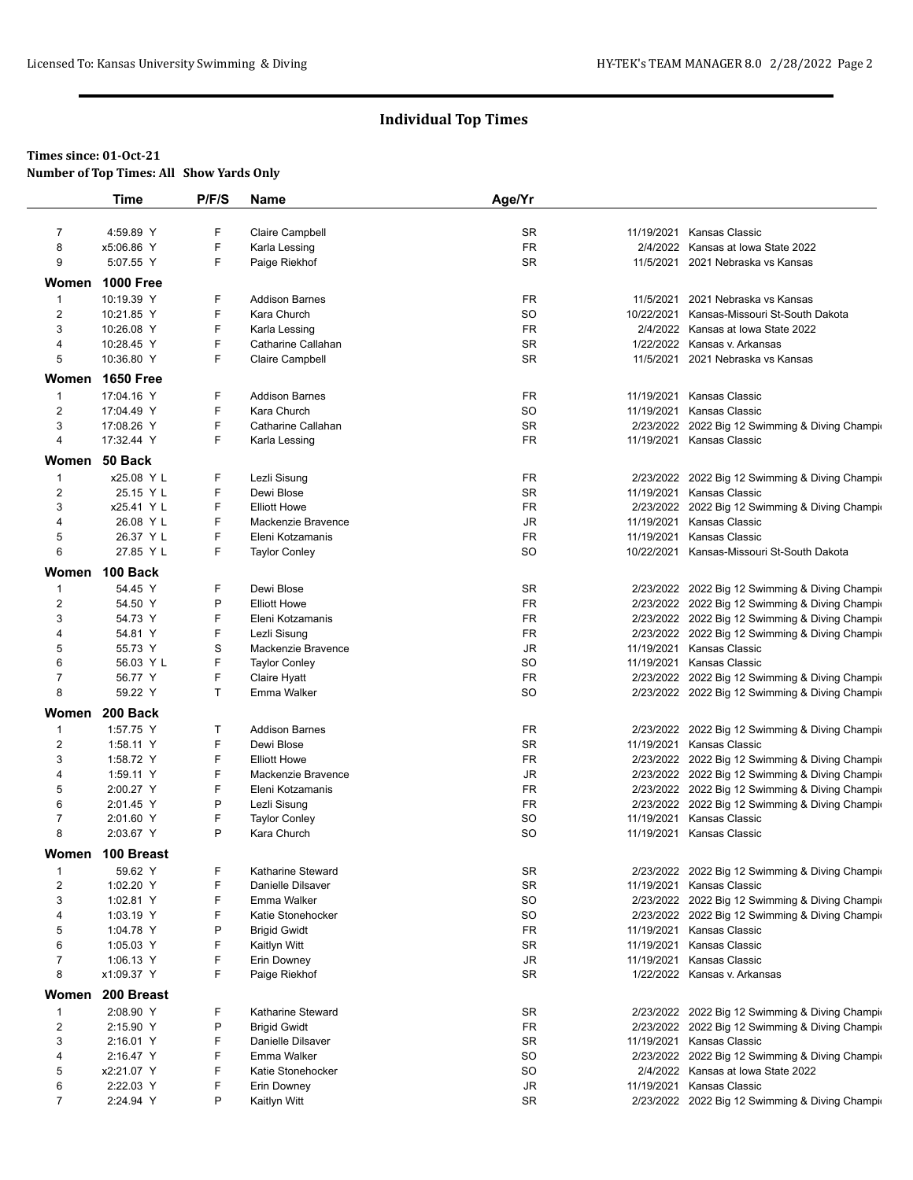## Individual Top Times

**Times since: 01-Oct-21**

**Number of Top Times: All Show Yards Only**

| | Time | P/F/S | Name | Age/Yr | | |
|---|---|---|---|---|---|---|
| 7 | 4:59.89 Y | F | Claire Campbell | SR | 11/19/2021 | Kansas Classic |
| 8 | x5:06.86 Y | F | Karla Lessing | FR | 2/4/2022 | Kansas at Iowa State 2022 |
| 9 | 5:07.55 Y | F | Paige Riekhof | SR | 11/5/2021 | 2021 Nebraska vs Kansas |
| **Women** | **1000 Free** | | | | | |
| 1 | 10:19.39 Y | F | Addison Barnes | FR | 11/5/2021 | 2021 Nebraska vs Kansas |
| 2 | 10:21.85 Y | F | Kara Church | SO | 10/22/2021 | Kansas-Missouri St-South Dakota |
| 3 | 10:26.08 Y | F | Karla Lessing | FR | 2/4/2022 | Kansas at Iowa State 2022 |
| 4 | 10:28.45 Y | F | Catharine Callahan | SR | 1/22/2022 | Kansas v. Arkansas |
| 5 | 10:36.80 Y | F | Claire Campbell | SR | 11/5/2021 | 2021 Nebraska vs Kansas |
| **Women** | **1650 Free** | | | | | |
| 1 | 17:04.16 Y | F | Addison Barnes | FR | 11/19/2021 | Kansas Classic |
| 2 | 17:04.49 Y | F | Kara Church | SO | 11/19/2021 | Kansas Classic |
| 3 | 17:08.26 Y | F | Catharine Callahan | SR | 2/23/2022 | 2022 Big 12 Swimming & Diving Champi |
| 4 | 17:32.44 Y | F | Karla Lessing | FR | 11/19/2021 | Kansas Classic |
| **Women** | **50 Back** | | | | | |
| 1 | x25.08 Y L | F | Lezli Sisung | FR | 2/23/2022 | 2022 Big 12 Swimming & Diving Champi |
| 2 | 25.15 Y L | F | Dewi Blose | SR | 11/19/2021 | Kansas Classic |
| 3 | x25.41 Y L | F | Elliott Howe | FR | 2/23/2022 | 2022 Big 12 Swimming & Diving Champi |
| 4 | 26.08 Y L | F | Mackenzie Bravence | JR | 11/19/2021 | Kansas Classic |
| 5 | 26.37 Y L | F | Eleni Kotzamanis | FR | 11/19/2021 | Kansas Classic |
| 6 | 27.85 Y L | F | Taylor Conley | SO | 10/22/2021 | Kansas-Missouri St-South Dakota |
| **Women** | **100 Back** | | | | | |
| 1 | 54.45 Y | F | Dewi Blose | SR | 2/23/2022 | 2022 Big 12 Swimming & Diving Champi |
| 2 | 54.50 Y | P | Elliott Howe | FR | 2/23/2022 | 2022 Big 12 Swimming & Diving Champi |
| 3 | 54.73 Y | F | Eleni Kotzamanis | FR | 2/23/2022 | 2022 Big 12 Swimming & Diving Champi |
| 4 | 54.81 Y | F | Lezli Sisung | FR | 2/23/2022 | 2022 Big 12 Swimming & Diving Champi |
| 5 | 55.73 Y | S | Mackenzie Bravence | JR | 11/19/2021 | Kansas Classic |
| 6 | 56.03 Y L | F | Taylor Conley | SO | 11/19/2021 | Kansas Classic |
| 7 | 56.77 Y | F | Claire Hyatt | FR | 2/23/2022 | 2022 Big 12 Swimming & Diving Champi |
| 8 | 59.22 Y | T | Emma Walker | SO | 2/23/2022 | 2022 Big 12 Swimming & Diving Champi |
| **Women** | **200 Back** | | | | | |
| 1 | 1:57.75 Y | T | Addison Barnes | FR | 2/23/2022 | 2022 Big 12 Swimming & Diving Champi |
| 2 | 1:58.11 Y | F | Dewi Blose | SR | 11/19/2021 | Kansas Classic |
| 3 | 1:58.72 Y | F | Elliott Howe | FR | 2/23/2022 | 2022 Big 12 Swimming & Diving Champi |
| 4 | 1:59.11 Y | F | Mackenzie Bravence | JR | 2/23/2022 | 2022 Big 12 Swimming & Diving Champi |
| 5 | 2:00.27 Y | F | Eleni Kotzamanis | FR | 2/23/2022 | 2022 Big 12 Swimming & Diving Champi |
| 6 | 2:01.45 Y | P | Lezli Sisung | FR | 2/23/2022 | 2022 Big 12 Swimming & Diving Champi |
| 7 | 2:01.60 Y | F | Taylor Conley | SO | 11/19/2021 | Kansas Classic |
| 8 | 2:03.67 Y | P | Kara Church | SO | 11/19/2021 | Kansas Classic |
| **Women** | **100 Breast** | | | | | |
| 1 | 59.62 Y | F | Katharine Steward | SR | 2/23/2022 | 2022 Big 12 Swimming & Diving Champi |
| 2 | 1:02.20 Y | F | Danielle Dilsaver | SR | 11/19/2021 | Kansas Classic |
| 3 | 1:02.81 Y | F | Emma Walker | SO | 2/23/2022 | 2022 Big 12 Swimming & Diving Champi |
| 4 | 1:03.19 Y | F | Katie Stonehocker | SO | 2/23/2022 | 2022 Big 12 Swimming & Diving Champi |
| 5 | 1:04.78 Y | P | Brigid Gwidt | FR | 11/19/2021 | Kansas Classic |
| 6 | 1:05.03 Y | F | Kaitlyn Witt | SR | 11/19/2021 | Kansas Classic |
| 7 | 1:06.13 Y | F | Erin Downey | JR | 11/19/2021 | Kansas Classic |
| 8 | x1:09.37 Y | F | Paige Riekhof | SR | 1/22/2022 | Kansas v. Arkansas |
| **Women** | **200 Breast** | | | | | |
| 1 | 2:08.90 Y | F | Katharine Steward | SR | 2/23/2022 | 2022 Big 12 Swimming & Diving Champi |
| 2 | 2:15.90 Y | P | Brigid Gwidt | FR | 2/23/2022 | 2022 Big 12 Swimming & Diving Champi |
| 3 | 2:16.01 Y | F | Danielle Dilsaver | SR | 11/19/2021 | Kansas Classic |
| 4 | 2:16.47 Y | F | Emma Walker | SO | 2/23/2022 | 2022 Big 12 Swimming & Diving Champi |
| 5 | x2:21.07 Y | F | Katie Stonehocker | SO | 2/4/2022 | Kansas at Iowa State 2022 |
| 6 | 2:22.03 Y | F | Erin Downey | JR | 11/19/2021 | Kansas Classic |
| 7 | 2:24.94 Y | P | Kaitlyn Witt | SR | 2/23/2022 | 2022 Big 12 Swimming & Diving Champi |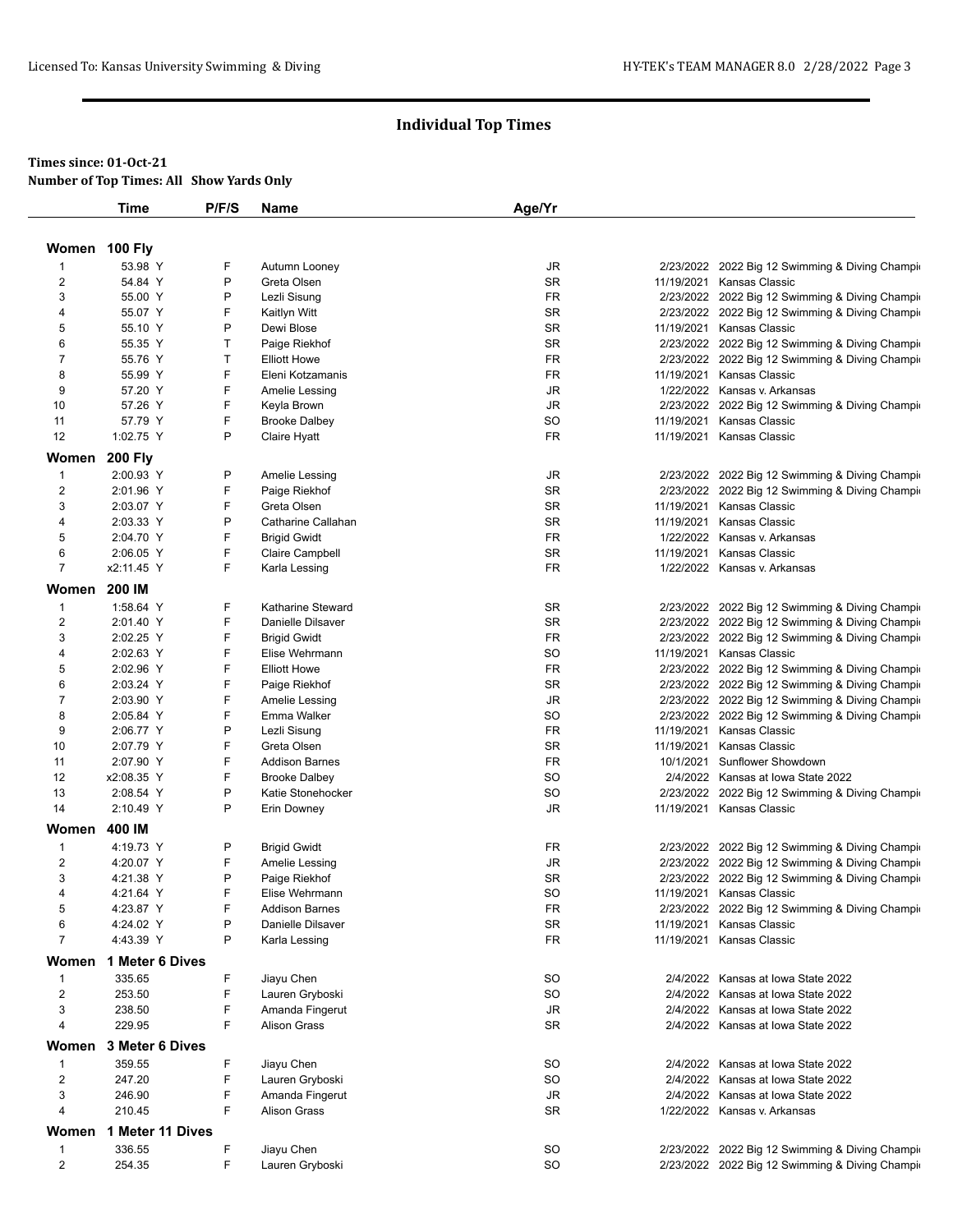## Individual Top Times

**Times since: 01-Oct-21**
**Number of Top Times: All Show Yards Only**

| | Time | P/F/S | Name | Age/Yr | | |
|---|---|---|---|---|---|---|
| **Women 100 Fly** | | | | | | |
| 1 | 53.98 Y | F | Autumn Looney | JR | 2/23/2022 | 2022 Big 12 Swimming & Diving Champi |
| 2 | 54.84 Y | P | Greta Olsen | SR | 11/19/2021 | Kansas Classic |
| 3 | 55.00 Y | P | Lezli Sisung | FR | 2/23/2022 | 2022 Big 12 Swimming & Diving Champi |
| 4 | 55.07 Y | F | Kaitlyn Witt | SR | 2/23/2022 | 2022 Big 12 Swimming & Diving Champi |
| 5 | 55.10 Y | P | Dewi Blose | SR | 11/19/2021 | Kansas Classic |
| 6 | 55.35 Y | T | Paige Riekhof | SR | 2/23/2022 | 2022 Big 12 Swimming & Diving Champi |
| 7 | 55.76 Y | T | Elliott Howe | FR | 2/23/2022 | 2022 Big 12 Swimming & Diving Champi |
| 8 | 55.99 Y | F | Eleni Kotzamanis | FR | 11/19/2021 | Kansas Classic |
| 9 | 57.20 Y | F | Amelie Lessing | JR | 1/22/2022 | Kansas v. Arkansas |
| 10 | 57.26 Y | F | Keyla Brown | JR | 2/23/2022 | 2022 Big 12 Swimming & Diving Champi |
| 11 | 57.79 Y | F | Brooke Dalbey | SO | 11/19/2021 | Kansas Classic |
| 12 | 1:02.75 Y | P | Claire Hyatt | FR | 11/19/2021 | Kansas Classic |
| **Women 200 Fly** | | | | | | |
| 1 | 2:00.93 Y | P | Amelie Lessing | JR | 2/23/2022 | 2022 Big 12 Swimming & Diving Champi |
| 2 | 2:01.96 Y | F | Paige Riekhof | SR | 2/23/2022 | 2022 Big 12 Swimming & Diving Champi |
| 3 | 2:03.07 Y | F | Greta Olsen | SR | 11/19/2021 | Kansas Classic |
| 4 | 2:03.33 Y | P | Catharine Callahan | SR | 11/19/2021 | Kansas Classic |
| 5 | 2:04.70 Y | F | Brigid Gwidt | FR | 1/22/2022 | Kansas v. Arkansas |
| 6 | 2:06.05 Y | F | Claire Campbell | SR | 11/19/2021 | Kansas Classic |
| 7 | x2:11.45 Y | F | Karla Lessing | FR | 1/22/2022 | Kansas v. Arkansas |
| **Women 200 IM** | | | | | | |
| 1 | 1:58.64 Y | F | Katharine Steward | SR | 2/23/2022 | 2022 Big 12 Swimming & Diving Champi |
| 2 | 2:01.40 Y | F | Danielle Dilsaver | SR | 2/23/2022 | 2022 Big 12 Swimming & Diving Champi |
| 3 | 2:02.25 Y | F | Brigid Gwidt | FR | 2/23/2022 | 2022 Big 12 Swimming & Diving Champi |
| 4 | 2:02.63 Y | F | Elise Wehrmann | SO | 11/19/2021 | Kansas Classic |
| 5 | 2:02.96 Y | F | Elliott Howe | FR | 2/23/2022 | 2022 Big 12 Swimming & Diving Champi |
| 6 | 2:03.24 Y | F | Paige Riekhof | SR | 2/23/2022 | 2022 Big 12 Swimming & Diving Champi |
| 7 | 2:03.90 Y | F | Amelie Lessing | JR | 2/23/2022 | 2022 Big 12 Swimming & Diving Champi |
| 8 | 2:05.84 Y | F | Emma Walker | SO | 2/23/2022 | 2022 Big 12 Swimming & Diving Champi |
| 9 | 2:06.77 Y | P | Lezli Sisung | FR | 11/19/2021 | Kansas Classic |
| 10 | 2:07.79 Y | F | Greta Olsen | SR | 11/19/2021 | Kansas Classic |
| 11 | 2:07.90 Y | F | Addison Barnes | FR | 10/1/2021 | Sunflower Showdown |
| 12 | x2:08.35 Y | F | Brooke Dalbey | SO | 2/4/2022 | Kansas at Iowa State 2022 |
| 13 | 2:08.54 Y | P | Katie Stonehocker | SO | 2/23/2022 | 2022 Big 12 Swimming & Diving Champi |
| 14 | 2:10.49 Y | P | Erin Downey | JR | 11/19/2021 | Kansas Classic |
| **Women 400 IM** | | | | | | |
| 1 | 4:19.73 Y | P | Brigid Gwidt | FR | 2/23/2022 | 2022 Big 12 Swimming & Diving Champi |
| 2 | 4:20.07 Y | F | Amelie Lessing | JR | 2/23/2022 | 2022 Big 12 Swimming & Diving Champi |
| 3 | 4:21.38 Y | P | Paige Riekhof | SR | 2/23/2022 | 2022 Big 12 Swimming & Diving Champi |
| 4 | 4:21.64 Y | F | Elise Wehrmann | SO | 11/19/2021 | Kansas Classic |
| 5 | 4:23.87 Y | F | Addison Barnes | FR | 2/23/2022 | 2022 Big 12 Swimming & Diving Champi |
| 6 | 4:24.02 Y | P | Danielle Dilsaver | SR | 11/19/2021 | Kansas Classic |
| 7 | 4:43.39 Y | P | Karla Lessing | FR | 11/19/2021 | Kansas Classic |
| **Women 1 Meter 6 Dives** | | | | | | |
| 1 | 335.65 | F | Jiayu Chen | SO | 2/4/2022 | Kansas at Iowa State 2022 |
| 2 | 253.50 | F | Lauren Gryboski | SO | 2/4/2022 | Kansas at Iowa State 2022 |
| 3 | 238.50 | F | Amanda Fingerut | JR | 2/4/2022 | Kansas at Iowa State 2022 |
| 4 | 229.95 | F | Alison Grass | SR | 2/4/2022 | Kansas at Iowa State 2022 |
| **Women 3 Meter 6 Dives** | | | | | | |
| 1 | 359.55 | F | Jiayu Chen | SO | 2/4/2022 | Kansas at Iowa State 2022 |
| 2 | 247.20 | F | Lauren Gryboski | SO | 2/4/2022 | Kansas at Iowa State 2022 |
| 3 | 246.90 | F | Amanda Fingerut | JR | 2/4/2022 | Kansas at Iowa State 2022 |
| 4 | 210.45 | F | Alison Grass | SR | 1/22/2022 | Kansas v. Arkansas |
| **Women 1 Meter 11 Dives** | | | | | | |
| 1 | 336.55 | F | Jiayu Chen | SO | 2/23/2022 | 2022 Big 12 Swimming & Diving Champi |
| 2 | 254.35 | F | Lauren Gryboski | SO | 2/23/2022 | 2022 Big 12 Swimming & Diving Champi |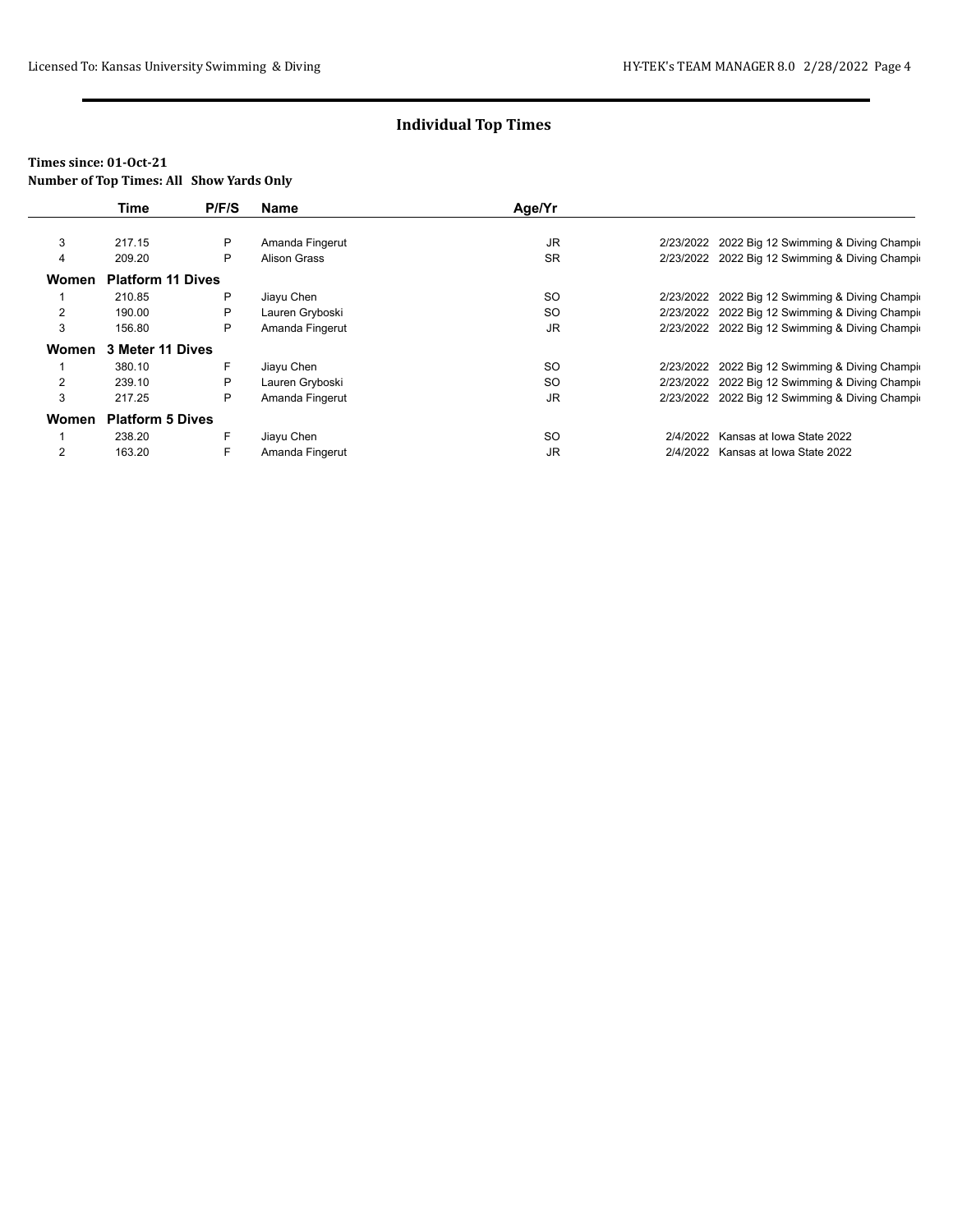## Individual Top Times

**Times since: 01-Oct-21**
**Number of Top Times: All Show Yards Only**

| | Time | P/F/S | Name | Age/Yr | | |
|---|---|---|---|---|---|---|
| 3 | 217.15 | P | Amanda Fingerut | JR | 2/23/2022 | 2022 Big 12 Swimming & Diving Champi |
| 4 | 209.20 | P | Alison Grass | SR | 2/23/2022 | 2022 Big 12 Swimming & Diving Champi |
| **Women** | **Platform 11 Dives** | | | | | |
| 1 | 210.85 | P | Jiayu Chen | SO | 2/23/2022 | 2022 Big 12 Swimming & Diving Champi |
| 2 | 190.00 | P | Lauren Gryboski | SO | 2/23/2022 | 2022 Big 12 Swimming & Diving Champi |
| 3 | 156.80 | P | Amanda Fingerut | JR | 2/23/2022 | 2022 Big 12 Swimming & Diving Champi |
| **Women** | **3 Meter 11 Dives** | | | | | |
| 1 | 380.10 | F | Jiayu Chen | SO | 2/23/2022 | 2022 Big 12 Swimming & Diving Champi |
| 2 | 239.10 | P | Lauren Gryboski | SO | 2/23/2022 | 2022 Big 12 Swimming & Diving Champi |
| 3 | 217.25 | P | Amanda Fingerut | JR | 2/23/2022 | 2022 Big 12 Swimming & Diving Champi |
| **Women** | **Platform 5 Dives** | | | | | |
| 1 | 238.20 | F | Jiayu Chen | SO | 2/4/2022 | Kansas at Iowa State 2022 |
| 2 | 163.20 | F | Amanda Fingerut | JR | 2/4/2022 | Kansas at Iowa State 2022 |